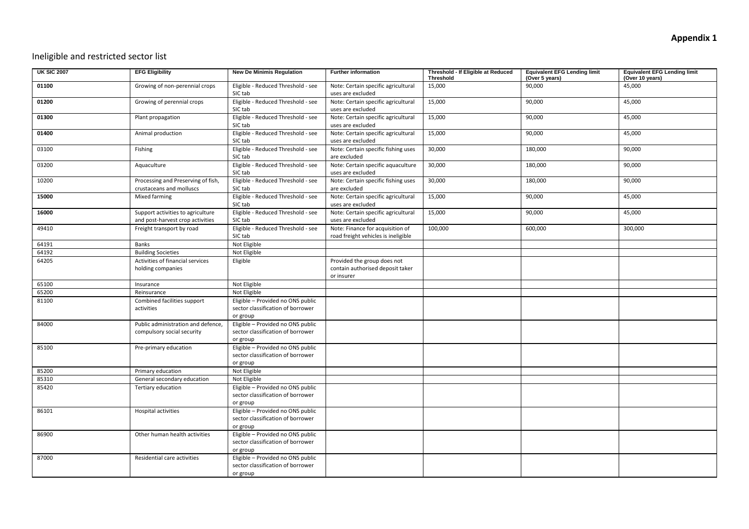**Appendix 1**

## Ineligible and restricted sector list

| UK SIC 2007 | EFG Eligibility | New De Minimis Regulation | Further information | Threshold - If Eligible at Reduced Threshold | Equivalent EFG Lending limit (Over 5 years) | Equivalent EFG Lending limit (Over 10 years) |
|---|---|---|---|---|---|---|
| **01100** | Growing of non-perennial crops | Eligible - Reduced Threshold - see SIC tab | Note: Certain specific agricultural uses are excluded | 15,000 | 90,000 | 45,000 |
| **01200** | Growing of perennial crops | Eligible - Reduced Threshold - see SIC tab | Note: Certain specific agricultural uses are excluded | 15,000 | 90,000 | 45,000 |
| **01300** | Plant propagation | Eligible - Reduced Threshold - see SIC tab | Note: Certain specific agricultural uses are excluded | 15,000 | 90,000 | 45,000 |
| **01400** | Animal production | Eligible - Reduced Threshold - see SIC tab | Note: Certain specific agricultural uses are excluded | 15,000 | 90,000 | 45,000 |
| 03100 | Fishing | Eligible - Reduced Threshold - see SIC tab | Note: Certain specific fishing uses are excluded | 30,000 | 180,000 | 90,000 |
| 03200 | Aquaculture | Eligible - Reduced Threshold - see SIC tab | Note: Certain specific aquaculture uses are excluded | 30,000 | 180,000 | 90,000 |
| 10200 | Processing and Preserving of fish, crustaceans and molluscs | Eligible - Reduced Threshold - see SIC tab | Note: Certain specific fishing uses are excluded | 30,000 | 180,000 | 90,000 |
| **15000** | Mixed farming | Eligible - Reduced Threshold - see SIC tab | Note: Certain specific agricultural uses are excluded | 15,000 | 90,000 | 45,000 |
| **16000** | Support activities to agriculture and post-harvest crop activities | Eligible - Reduced Threshold - see SIC tab | Note: Certain specific agricultural uses are excluded | 15,000 | 90,000 | 45,000 |
| 49410 | Freight transport by road | Eligible - Reduced Threshold - see SIC tab | Note: Finance for acquisition of road freight vehicles is ineligible | 100,000 | 600,000 | 300,000 |
| 64191 | Banks | Not Eligible | | | | |
| 64192 | Building Societies | Not Eligible | | | | |
| 64205 | Activities of financial services holding companies | Eligible | Provided the group does not contain authorised deposit taker or insurer | | | |
| 65100 | Insurance | Not Eligible | | | | |
| 65200 | Reinsurance | Not Eligible | | | | |
| 81100 | Combined facilities support activities | Eligible – Provided no ONS public sector classification of borrower or group | | | | |
| 84000 | Public administration and defence, compulsory social security | Eligible – Provided no ONS public sector classification of borrower or group | | | | |
| 85100 | Pre-primary education | Eligible – Provided no ONS public sector classification of borrower or group | | | | |
| 85200 | Primary education | Not Eligible | | | | |
| 85310 | General secondary education | Not Eligible | | | | |
| 85420 | Tertiary education | Eligible – Provided no ONS public sector classification of borrower or group | | | | |
| 86101 | Hospital activities | Eligible – Provided no ONS public sector classification of borrower or group | | | | |
| 86900 | Other human health activities | Eligible – Provided no ONS public sector classification of borrower or group | | | | |
| 87000 | Residential care activities | Eligible – Provided no ONS public sector classification of borrower or group | | | | |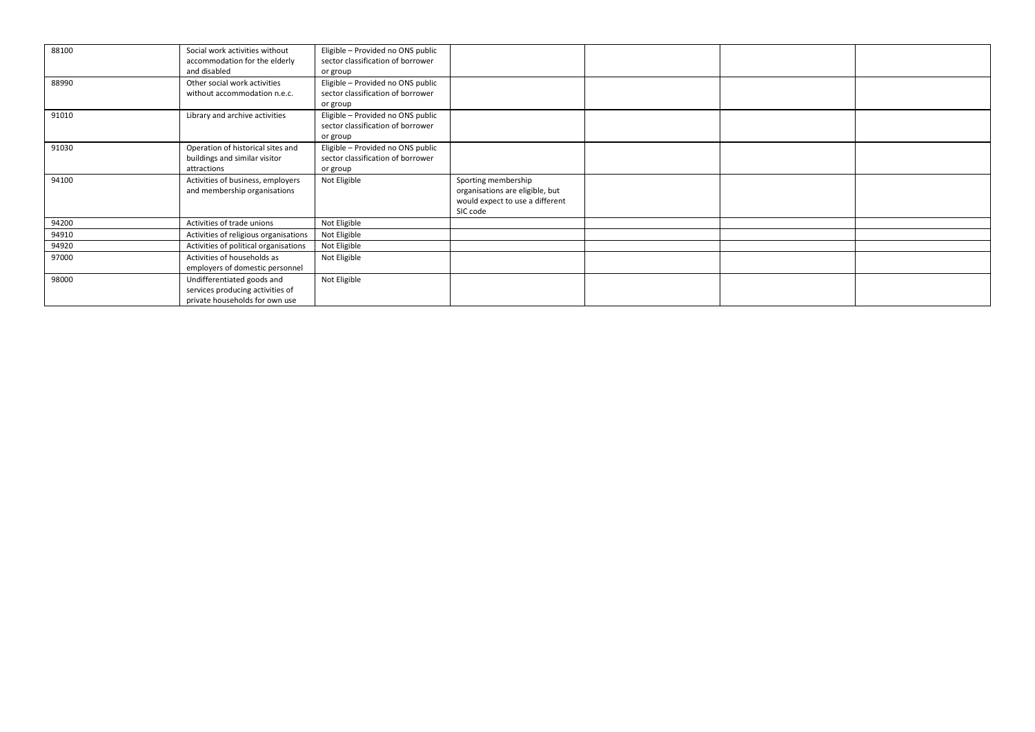| | | | | | | |
|---|---|---|---|---|---|---|
| 88100 | Social work activities without accommodation for the elderly and disabled | Eligible – Provided no ONS public sector classification of borrower or group | | | | |
| 88990 | Other social work activities without accommodation n.e.c. | Eligible – Provided no ONS public sector classification of borrower or group | | | | |
| 91010 | Library and archive activities | Eligible – Provided no ONS public sector classification of borrower or group | | | | |
| 91030 | Operation of historical sites and buildings and similar visitor attractions | Eligible – Provided no ONS public sector classification of borrower or group | | | | |
| 94100 | Activities of business, employers and membership organisations | Not Eligible | Sporting membership organisations are eligible, but would expect to use a different SIC code | | | |
| 94200 | Activities of trade unions | Not Eligible | | | | |
| 94910 | Activities of religious organisations | Not Eligible | | | | |
| 94920 | Activities of political organisations | Not Eligible | | | | |
| 97000 | Activities of households as employers of domestic personnel | Not Eligible | | | | |
| 98000 | Undifferentiated goods and services producing activities of private households for own use | Not Eligible | | | | |